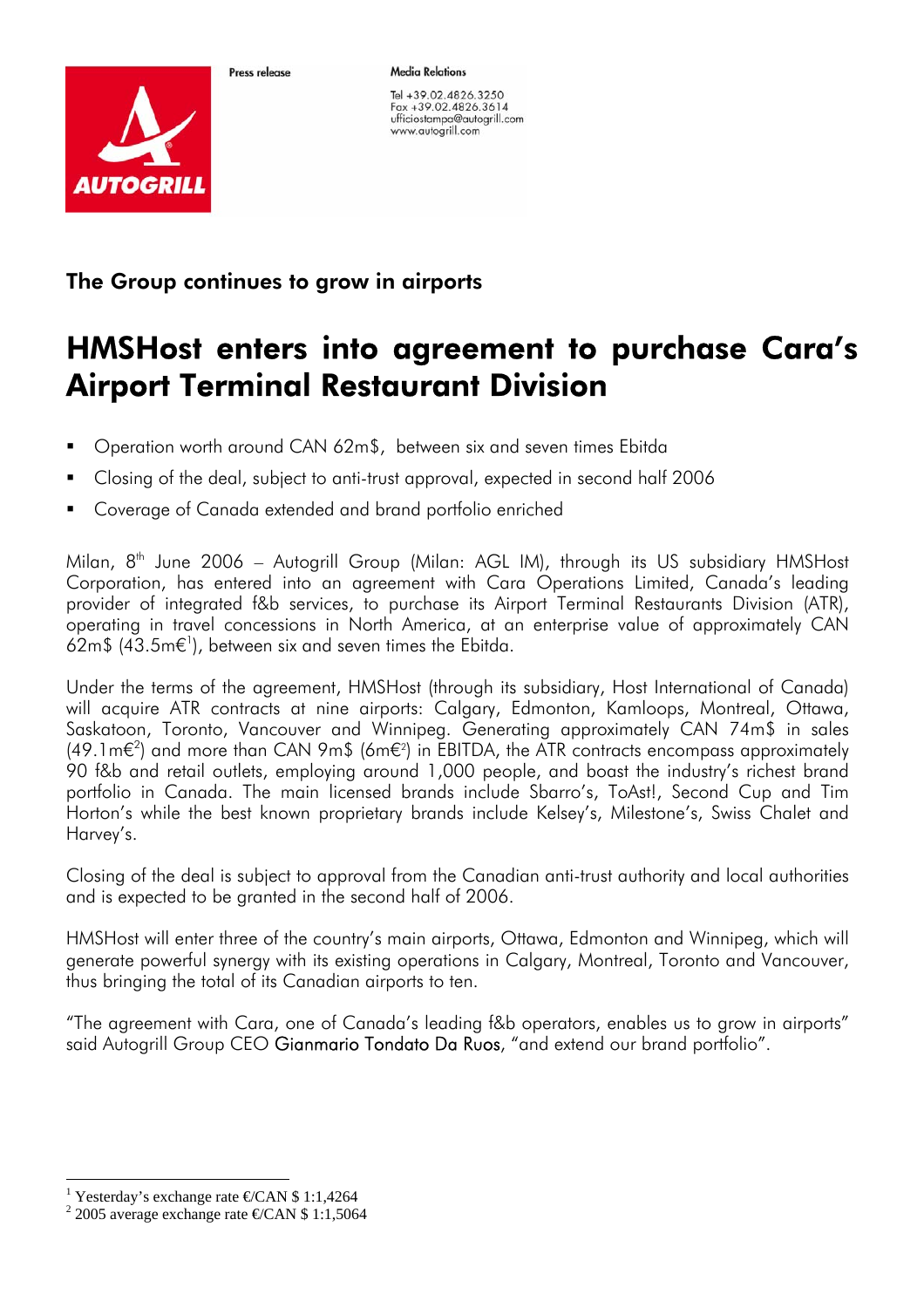Press release

**Media Relations**

Tel +39.02.4826.3250
Fax +39.02.4826.3614
ufficiostampa@autogrill.com
www.autogrill.com

## The Group continues to grow in airports

# HMSHost enters into agreement to purchase Cara's Airport Terminal Restaurant Division

- Operation worth around CAN 62m$, between six and seven times Ebitda
- Closing of the deal, subject to anti-trust approval, expected in second half 2006
- Coverage of Canada extended and brand portfolio enriched

Milan, 8th June 2006 – Autogrill Group (Milan: AGL IM), through its US subsidiary HMSHost Corporation, has entered into an agreement with Cara Operations Limited, Canada's leading provider of integrated f&b services, to purchase its Airport Terminal Restaurants Division (ATR), operating in travel concessions in North America, at an enterprise value of approximately CAN 62m$ (43.5m€[1]), between six and seven times the Ebitda.

Under the terms of the agreement, HMSHost (through its subsidiary, Host International of Canada) will acquire ATR contracts at nine airports: Calgary, Edmonton, Kamloops, Montreal, Ottawa, Saskatoon, Toronto, Vancouver and Winnipeg. Generating approximately CAN 74m$ in sales (49.1m€[2]) and more than CAN 9m$ (6m€[2]) in EBITDA, the ATR contracts encompass approximately 90 f&b and retail outlets, employing around 1,000 people, and boast the industry's richest brand portfolio in Canada. The main licensed brands include Sbarro's, ToAst!, Second Cup and Tim Horton's while the best known proprietary brands include Kelsey's, Milestone's, Swiss Chalet and Harvey's.

Closing of the deal is subject to approval from the Canadian anti-trust authority and local authorities and is expected to be granted in the second half of 2006.

HMSHost will enter three of the country's main airports, Ottawa, Edmonton and Winnipeg, which will generate powerful synergy with its existing operations in Calgary, Montreal, Toronto and Vancouver, thus bringing the total of its Canadian airports to ten.

"The agreement with Cara, one of Canada's leading f&b operators, enables us to grow in airports" said Autogrill Group CEO Gianmario Tondato Da Ruos, "and extend our brand portfolio".

[1] Yesterday's exchange rate €/CAN $ 1:1,4264
[2] 2005 average exchange rate €/CAN $ 1:1,5064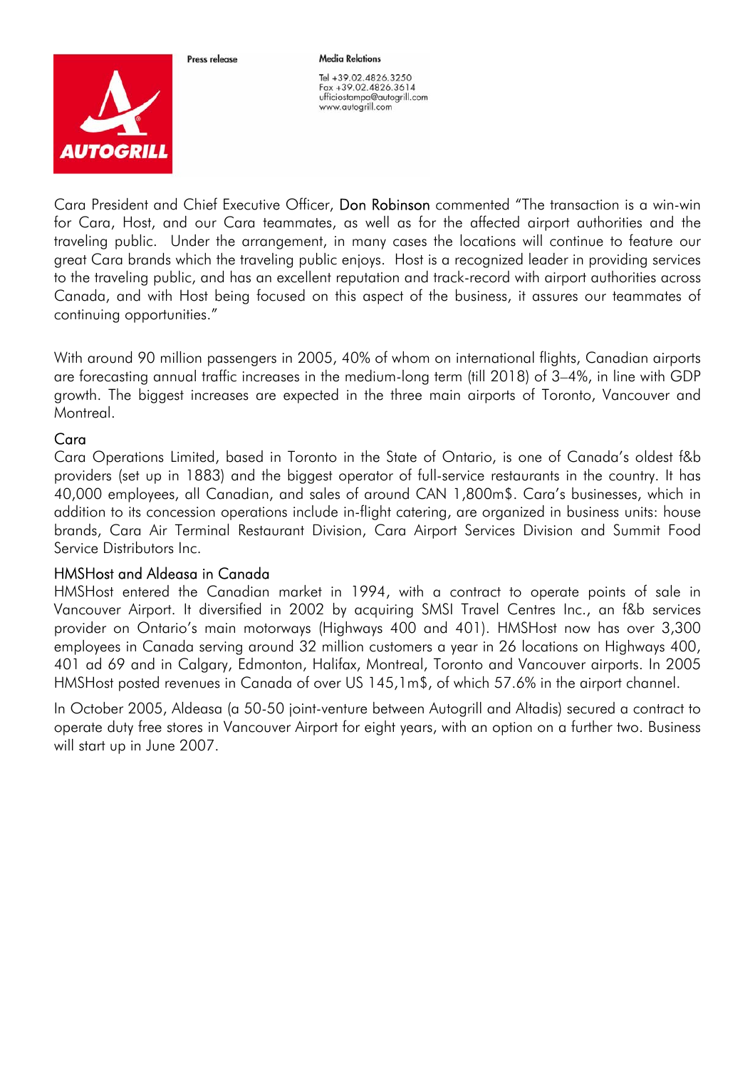Cara President and Chief Executive Officer, Don Robinson commented "The transaction is a win-win for Cara, Host, and our Cara teammates, as well as for the affected airport authorities and the traveling public. Under the arrangement, in many cases the locations will continue to feature our great Cara brands which the traveling public enjoys. Host is a recognized leader in providing services to the traveling public, and has an excellent reputation and track-record with airport authorities across Canada, and with Host being focused on this aspect of the business, it assures our teammates of continuing opportunities."

With around 90 million passengers in 2005, 40% of whom on international flights, Canadian airports are forecasting annual traffic increases in the medium-long term (till 2018) of 3–4%, in line with GDP growth. The biggest increases are expected in the three main airports of Toronto, Vancouver and Montreal.

## Cara

Cara Operations Limited, based in Toronto in the State of Ontario, is one of Canada's oldest f&b providers (set up in 1883) and the biggest operator of full-service restaurants in the country. It has 40,000 employees, all Canadian, and sales of around CAN 1,800m$. Cara's businesses, which in addition to its concession operations include in-flight catering, are organized in business units: house brands, Cara Air Terminal Restaurant Division, Cara Airport Services Division and Summit Food Service Distributors Inc.

## HMSHost and Aldeasa in Canada

HMSHost entered the Canadian market in 1994, with a contract to operate points of sale in Vancouver Airport. It diversified in 2002 by acquiring SMSI Travel Centres Inc., an f&b services provider on Ontario's main motorways (Highways 400 and 401). HMSHost now has over 3,300 employees in Canada serving around 32 million customers a year in 26 locations on Highways 400, 401 ad 69 and in Calgary, Edmonton, Halifax, Montreal, Toronto and Vancouver airports. In 2005 HMSHost posted revenues in Canada of over US 145,1m$, of which 57.6% in the airport channel.

In October 2005, Aldeasa (a 50-50 joint-venture between Autogrill and Altadis) secured a contract to operate duty free stores in Vancouver Airport for eight years, with an option on a further two. Business will start up in June 2007.